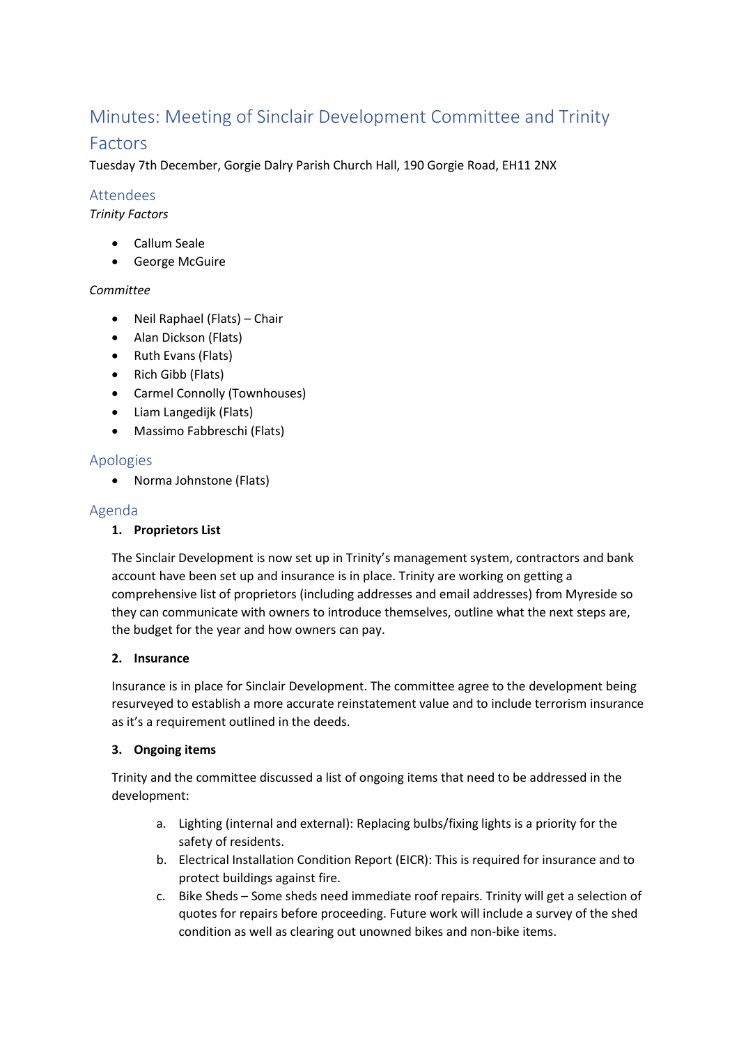# Minutes: Meeting of Sinclair Development Committee and Trinity Factors

Tuesday 7th December, Gorgie Dalry Parish Church Hall, 190 Gorgie Road, EH11 2NX

## Attendees

*Trinity Factors*

- Callum Seale
- George McGuire

*Committee*

- Neil Raphael (Flats) – Chair
- Alan Dickson (Flats)
- Ruth Evans (Flats)
- Rich Gibb (Flats)
- Carmel Connolly (Townhouses)
- Liam Langedijk (Flats)
- Massimo Fabbreschi (Flats)

## Apologies

- Norma Johnstone (Flats)

## Agenda

1. **Proprietors List**

   The Sinclair Development is now set up in Trinity's management system, contractors and bank account have been set up and insurance is in place. Trinity are working on getting a comprehensive list of proprietors (including addresses and email addresses) from Myreside so they can communicate with owners to introduce themselves, outline what the next steps are, the budget for the year and how owners can pay.

2. **Insurance**

   Insurance is in place for Sinclair Development. The committee agree to the development being resurveyed to establish a more accurate reinstatement value and to include terrorism insurance as it's a requirement outlined in the deeds.

3. **Ongoing items**

   Trinity and the committee discussed a list of ongoing items that need to be addressed in the development:

   a. Lighting (internal and external): Replacing bulbs/fixing lights is a priority for the safety of residents.
   b. Electrical Installation Condition Report (EICR): This is required for insurance and to protect buildings against fire.
   c. Bike Sheds – Some sheds need immediate roof repairs. Trinity will get a selection of quotes for repairs before proceeding. Future work will include a survey of the shed condition as well as clearing out unowned bikes and non-bike items.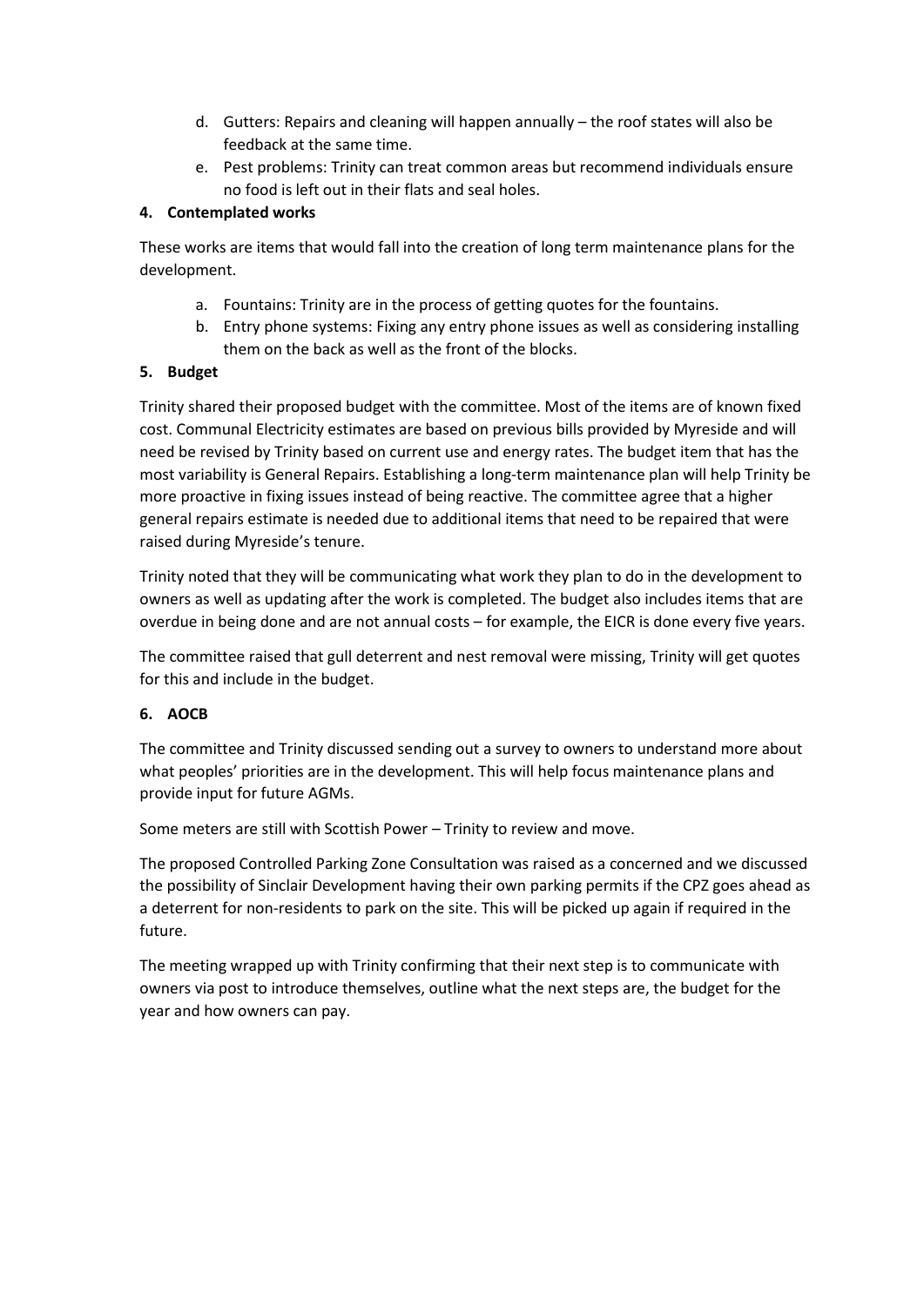d. Gutters: Repairs and cleaning will happen annually – the roof states will also be feedback at the same time.
e. Pest problems: Trinity can treat common areas but recommend individuals ensure no food is left out in their flats and seal holes.

**4. Contemplated works**

These works are items that would fall into the creation of long term maintenance plans for the development.

a. Fountains: Trinity are in the process of getting quotes for the fountains.
b. Entry phone systems: Fixing any entry phone issues as well as considering installing them on the back as well as the front of the blocks.

**5. Budget**

Trinity shared their proposed budget with the committee. Most of the items are of known fixed cost. Communal Electricity estimates are based on previous bills provided by Myreside and will need be revised by Trinity based on current use and energy rates. The budget item that has the most variability is General Repairs. Establishing a long-term maintenance plan will help Trinity be more proactive in fixing issues instead of being reactive. The committee agree that a higher general repairs estimate is needed due to additional items that need to be repaired that were raised during Myreside's tenure.

Trinity noted that they will be communicating what work they plan to do in the development to owners as well as updating after the work is completed. The budget also includes items that are overdue in being done and are not annual costs – for example, the EICR is done every five years.

The committee raised that gull deterrent and nest removal were missing, Trinity will get quotes for this and include in the budget.

**6. AOCB**

The committee and Trinity discussed sending out a survey to owners to understand more about what peoples' priorities are in the development. This will help focus maintenance plans and provide input for future AGMs.

Some meters are still with Scottish Power – Trinity to review and move.

The proposed Controlled Parking Zone Consultation was raised as a concerned and we discussed the possibility of Sinclair Development having their own parking permits if the CPZ goes ahead as a deterrent for non-residents to park on the site. This will be picked up again if required in the future.

The meeting wrapped up with Trinity confirming that their next step is to communicate with owners via post to introduce themselves, outline what the next steps are, the budget for the year and how owners can pay.